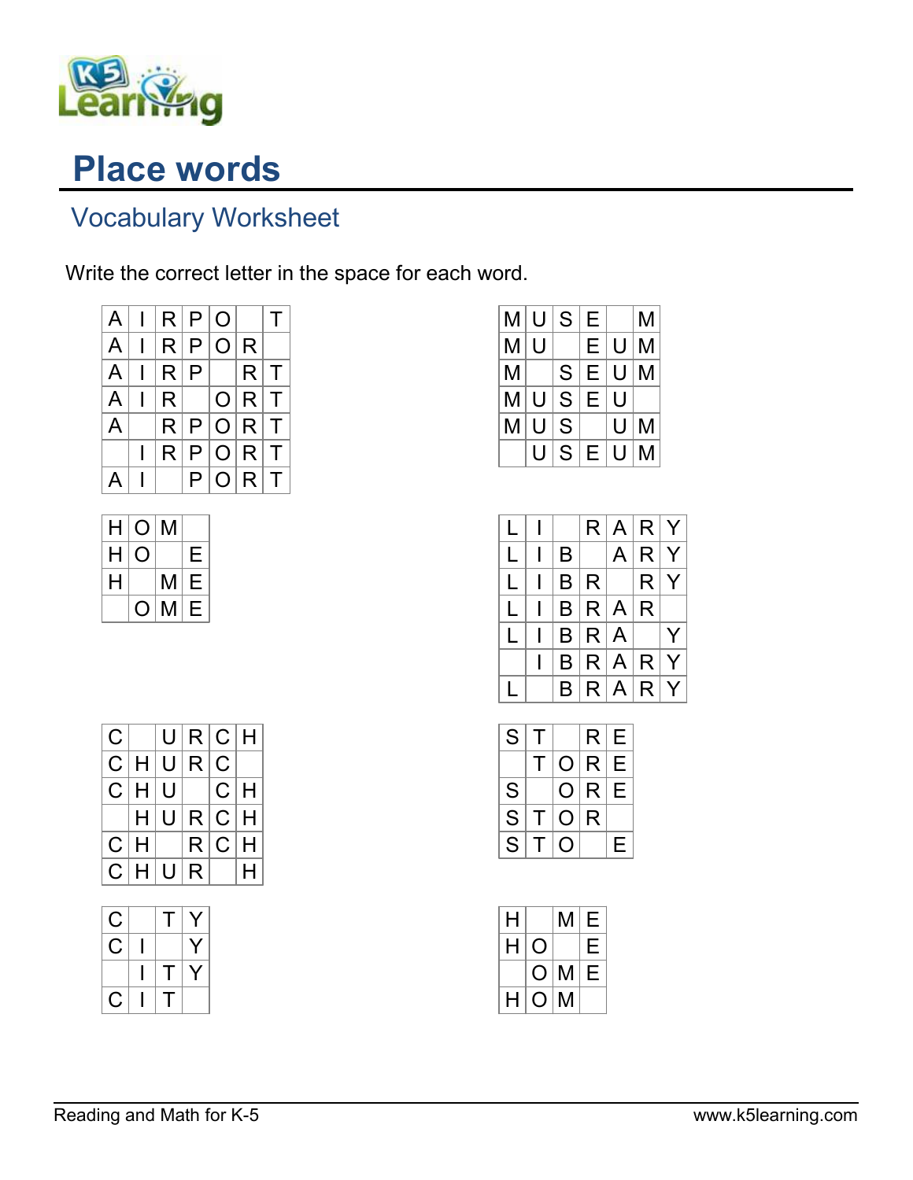# Place words

## Vocabulary Worksheet

Write the correct letter in the space for each word.

| | | | | | | |
|---|---|---|---|---|---|---|
| A | I | R | P | O | | T |
| A | I | R | P | O | R | |
| A | I | R | P | | R | T |
| A | I | R | | O | R | T |
| A | | R | P | O | R | T |
| | I | R | P | O | R | T |
| A | I | | P | O | R | T |

| | | | | | |
|---|---|---|---|---|---|
| M | U | S | E | | M |
| M | U | | E | U | M |
| M | | S | E | U | M |
| M | U | S | E | U | |
| M | U | S | | U | M |
| | U | S | E | U | M |

| | | | |
|---|---|---|---|
| H | O | M | |
| H | O | | E |
| H | | M | E |
| | O | M | E |

| | | | | | | |
|---|---|---|---|---|---|---|
| L | I | | R | A | R | Y |
| L | I | B | | A | R | Y |
| L | I | B | R | | R | Y |
| L | I | B | R | A | R | |
| L | I | B | R | A | | Y |
| | I | B | R | A | R | Y |
| L | | B | R | A | R | Y |

| | | | | | |
|---|---|---|---|---|---|
| C | | U | R | C | H |
| C | H | U | R | C | |
| C | H | U | | C | H |
| | H | U | R | C | H |
| C | H | | R | C | H |
| C | H | U | R | | H |

| | | | | |
|---|---|---|---|---|
| S | T | | R | E |
| | T | O | R | E |
| S | | O | R | E |
| S | T | O | R | |
| S | T | O | | E |

| | | | |
|---|---|---|---|
| C | | T | Y |
| C | I | | Y |
| | I | T | Y |
| C | I | T | |

| | | | |
|---|---|---|---|
| H | | M | E |
| H | O | | E |
| | O | M | E |
| H | O | M | |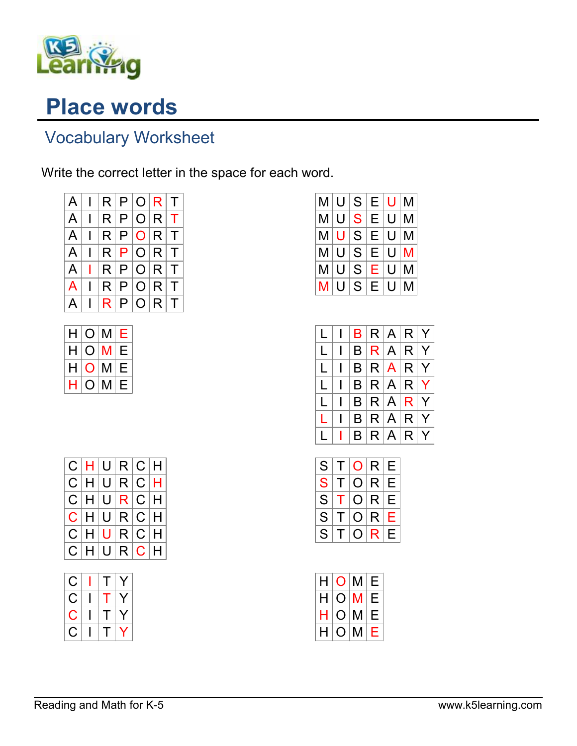# Place words

## Vocabulary Worksheet

Write the correct letter in the space for each word.

| | | | | | | |
|---|---|---|---|---|---|---|
| A | I | R | P | O | **R** | T |
| A | I | R | P | O | R | **T** |
| A | I | R | P | **O** | R | T |
| A | I | R | **P** | O | R | T |
| A | **I** | R | P | O | R | T |
| **A** | I | R | P | O | R | T |
| A | I | **R** | P | O | R | T |

| | | | |
|---|---|---|---|
| H | O | M | **E** |
| H | O | **M** | E |
| H | **O** | M | E |
| **H** | O | M | E |

| | | | | | |
|---|---|---|---|---|---|
| C | **H** | U | R | C | H |
| C | H | U | R | C | **H** |
| C | H | U | **R** | C | H |
| **C** | H | U | R | C | H |
| C | H | **U** | R | C | H |
| C | H | U | R | **C** | H |

| | | | |
|---|---|---|---|
| C | **I** | T | Y |
| C | I | **T** | Y |
| **C** | I | T | Y |
| C | I | T | **Y** |

| | | | | | |
|---|---|---|---|---|---|
| M | U | S | E | **U** | M |
| M | U | **S** | E | U | M |
| M | **U** | S | E | U | M |
| M | U | S | E | U | **M** |
| M | U | S | **E** | U | M |
| **M** | U | S | E | U | M |

| | | | | | | |
|---|---|---|---|---|---|---|
| L | I | **B** | R | A | R | Y |
| L | I | B | **R** | A | R | Y |
| L | I | B | R | **A** | R | Y |
| L | I | B | R | A | R | **Y** |
| L | I | B | R | A | **R** | Y |
| **L** | I | B | R | A | R | Y |
| L | **I** | B | R | A | R | Y |

| | | | | |
|---|---|---|---|---|
| S | T | **O** | R | E |
| **S** | T | O | R | E |
| S | **T** | O | R | E |
| S | T | O | R | **E** |
| S | T | O | **R** | E |

| | | | |
|---|---|---|---|
| H | **O** | M | E |
| H | O | **M** | E |
| **H** | O | M | E |
| H | O | M | **E** |